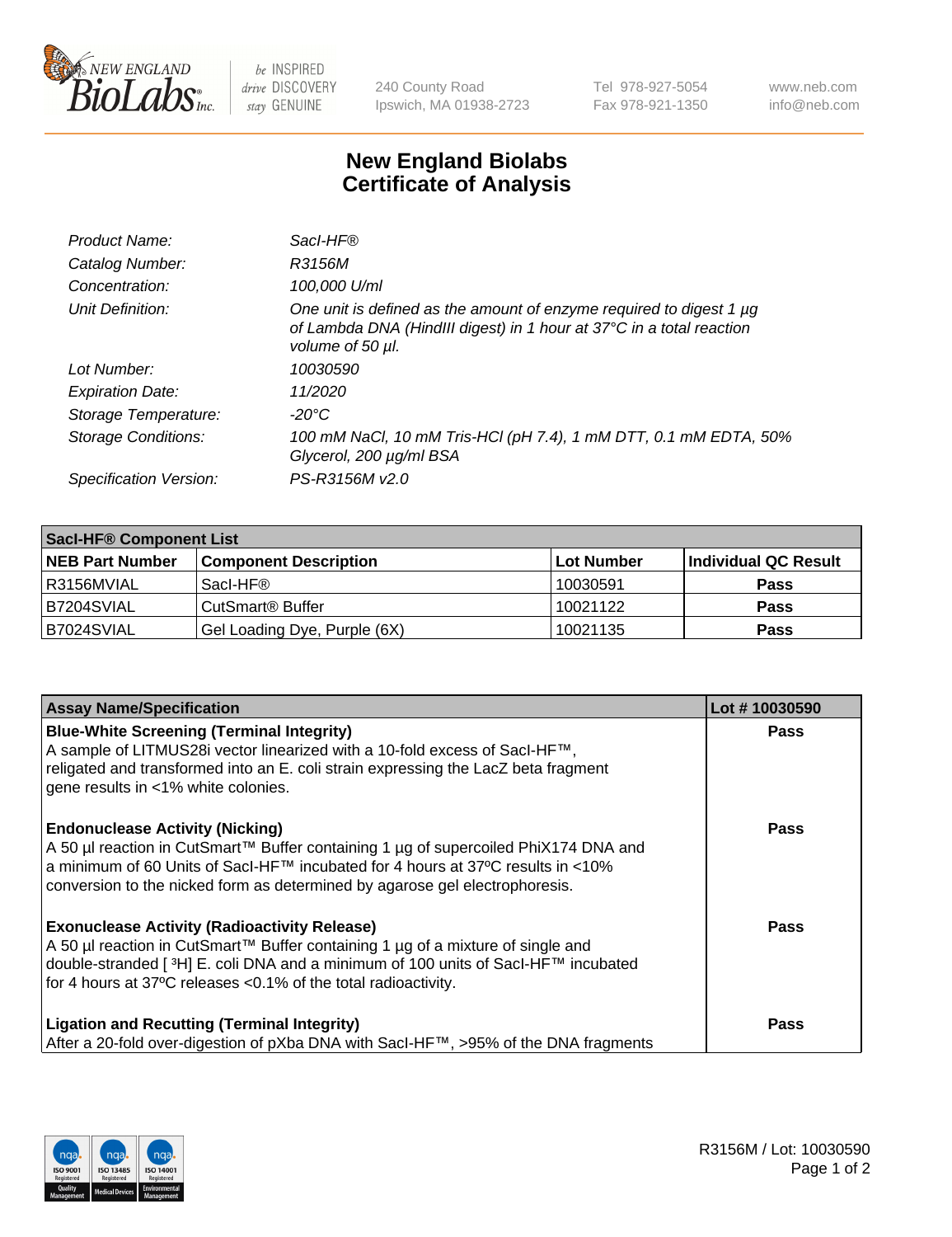NEW ENGLAND BioLabs Inc. — be INSPIRED drive DISCOVERY stay GENUINE

240 County Road
Ipswich, MA 01938-2723

Tel 978-927-5054
Fax 978-921-1350

www.neb.com
info@neb.com

# New England Biolabs Certificate of Analysis

| | |
|---|---|
| *Product Name:* | *SacI-HF®* |
| *Catalog Number:* | *R3156M* |
| *Concentration:* | *100,000 U/ml* |
| *Unit Definition:* | *One unit is defined as the amount of enzyme required to digest 1 µg of Lambda DNA (HindIII digest) in 1 hour at 37°C in a total reaction volume of 50 µl.* |
| *Lot Number:* | *10030590* |
| *Expiration Date:* | *11/2020* |
| *Storage Temperature:* | *-20°C* |
| *Storage Conditions:* | *100 mM NaCl, 10 mM Tris-HCl (pH 7.4), 1 mM DTT, 0.1 mM EDTA, 50% Glycerol, 200 µg/ml BSA* |
| *Specification Version:* | *PS-R3156M v2.0* |

| **SacI-HF® Component List** | | | |
|---|---|---|---|
| **NEB Part Number** | **Component Description** | **Lot Number** | **Individual QC Result** |
| R3156MVIAL | SacI-HF® | 10030591 | **Pass** |
| B7204SVIAL | CutSmart® Buffer | 10021122 | **Pass** |
| B7024SVIAL | Gel Loading Dye, Purple (6X) | 10021135 | **Pass** |

| **Assay Name/Specification** | **Lot # 10030590** |
|---|---|
| **Blue-White Screening (Terminal Integrity)** A sample of LITMUS28i vector linearized with a 10-fold excess of SacI-HF™, religated and transformed into an E. coli strain expressing the LacZ beta fragment gene results in <1% white colonies. | **Pass** |
| **Endonuclease Activity (Nicking)** A 50 µl reaction in CutSmart™ Buffer containing 1 µg of supercoiled PhiX174 DNA and a minimum of 60 Units of SacI-HF™ incubated for 4 hours at 37ºC results in <10% conversion to the nicked form as determined by agarose gel electrophoresis. | **Pass** |
| **Exonuclease Activity (Radioactivity Release)** A 50 µl reaction in CutSmart™ Buffer containing 1 µg of a mixture of single and double-stranded [ $^{3}$H] E. coli DNA and a minimum of 100 units of SacI-HF™ incubated for 4 hours at 37ºC releases <0.1% of the total radioactivity. | **Pass** |
| **Ligation and Recutting (Terminal Integrity)** After a 20-fold over-digestion of pXba DNA with SacI-HF™, >95% of the DNA fragments | **Pass** |

R3156M / Lot: 10030590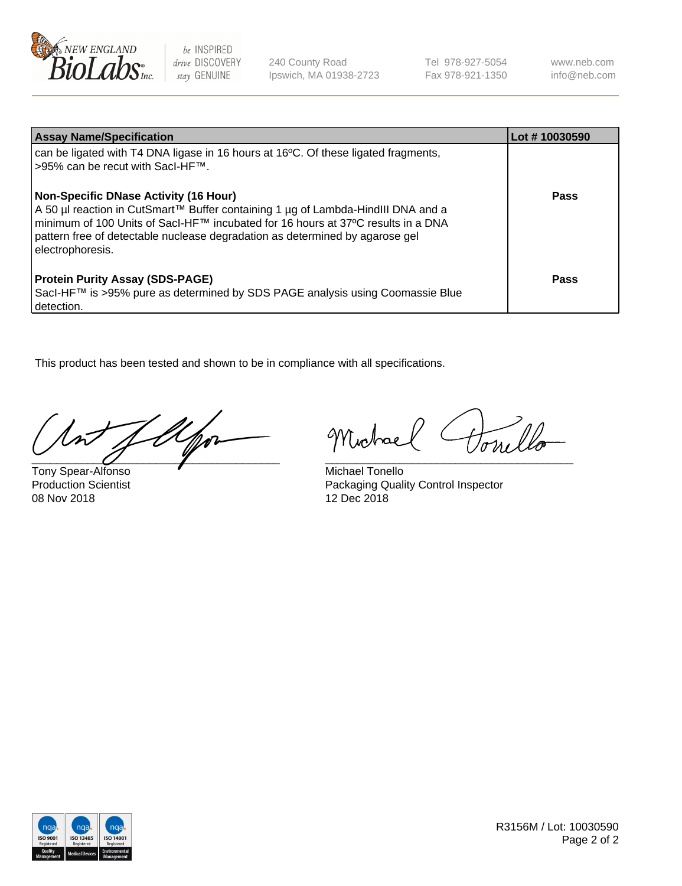| Assay Name/Specification | Lot # 10030590 |
| --- | --- |
| can be ligated with T4 DNA ligase in 16 hours at 16ºC. Of these ligated fragments, >95% can be recut with SacI-HF™. | |
| **Non-Specific DNase Activity (16 Hour)** A 50 µl reaction in CutSmart™ Buffer containing 1 µg of Lambda-HindIII DNA and a minimum of 100 Units of SacI-HF™ incubated for 16 hours at 37ºC results in a DNA pattern free of detectable nuclease degradation as determined by agarose gel electrophoresis. | **Pass** |
| **Protein Purity Assay (SDS-PAGE)** SacI-HF™ is >95% pure as determined by SDS PAGE analysis using Coomassie Blue detection. | **Pass** |

This product has been tested and shown to be in compliance with all specifications.

Tony Spear-Alfonso
Production Scientist
08 Nov 2018

Michael Tonello
Packaging Quality Control Inspector
12 Dec 2018

R3156M / Lot: 10030590